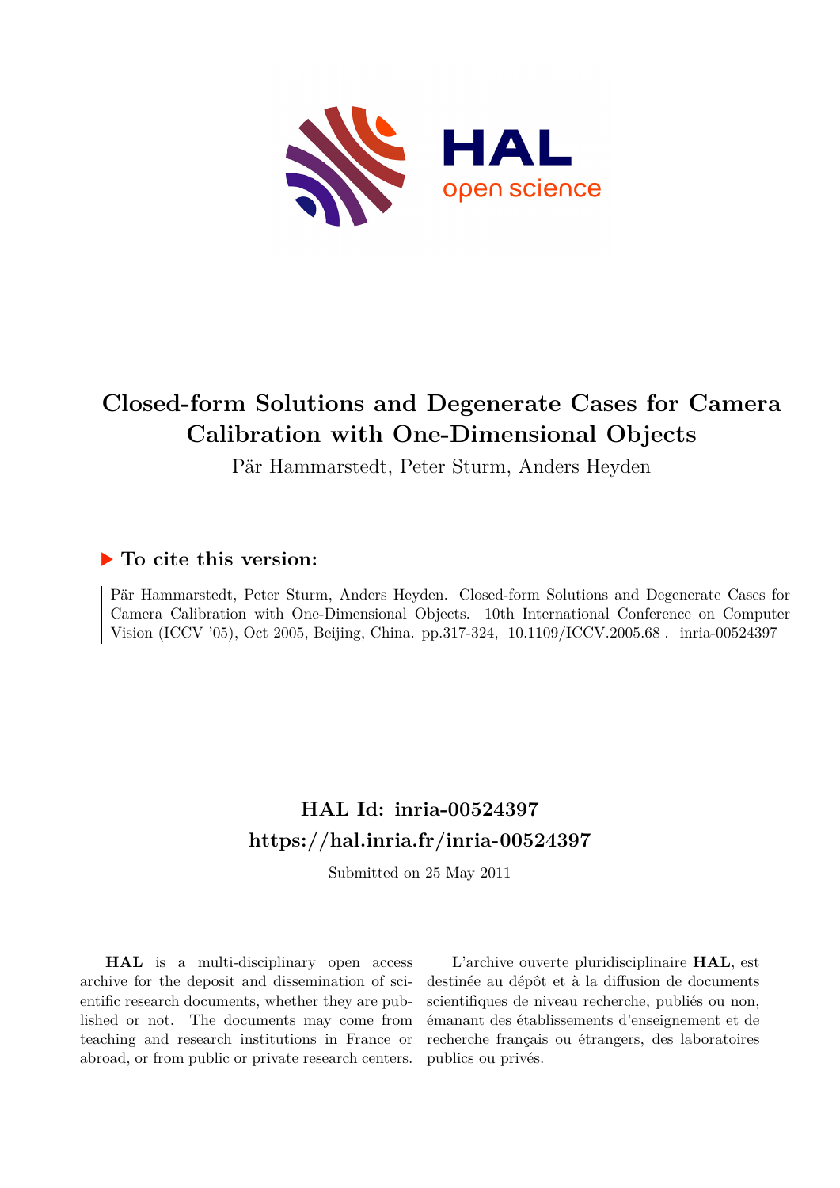# Closed-form Solutions and Degenerate Cases for Camera Calibration with One-Dimensional Objects

Pär Hammarstedt, Peter Sturm, Anders Heyden

## To cite this version:

Pär Hammarstedt, Peter Sturm, Anders Heyden. Closed-form Solutions and Degenerate Cases for Camera Calibration with One-Dimensional Objects. 10th International Conference on Computer Vision (ICCV '05), Oct 2005, Beijing, China. pp.317-324, 10.1109/ICCV.2005.68 . inria-00524397

## HAL Id: inria-00524397

## https://hal.inria.fr/inria-00524397

Submitted on 25 May 2011

**HAL** is a multi-disciplinary open access archive for the deposit and dissemination of scientific research documents, whether they are published or not. The documents may come from teaching and research institutions in France or abroad, or from public or private research centers.

L'archive ouverte pluridisciplinaire **HAL**, est destinée au dépôt et à la diffusion de documents scientifiques de niveau recherche, publiés ou non, émanant des établissements d'enseignement et de recherche français ou étrangers, des laboratoires publics ou privés.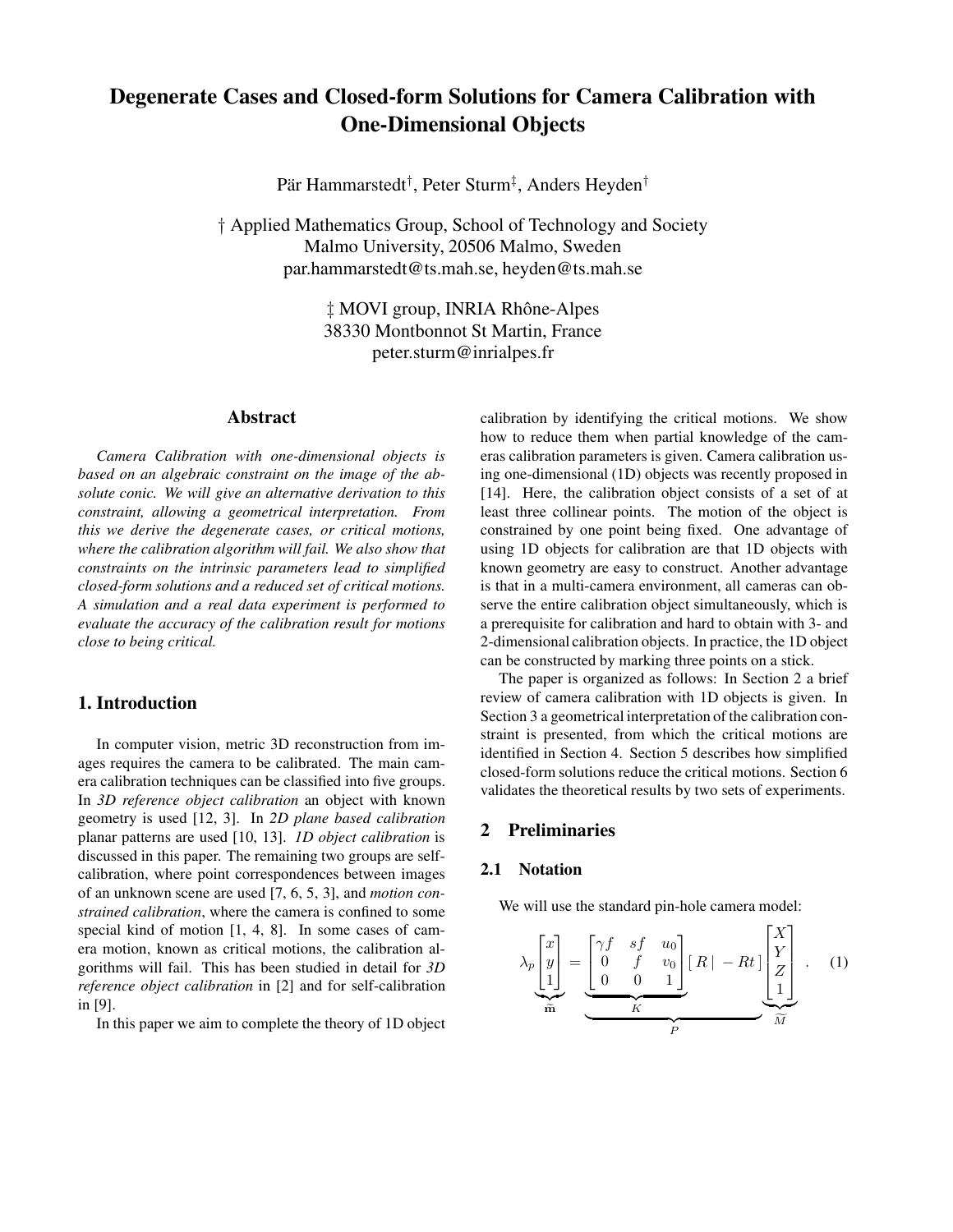# Degenerate Cases and Closed-form Solutions for Camera Calibration with One-Dimensional Objects

Pär Hammarstedt†, Peter Sturm‡, Anders Heyden†

† Applied Mathematics Group, School of Technology and Society
Malmo University, 20506 Malmo, Sweden
par.hammarstedt@ts.mah.se, heyden@ts.mah.se

‡ MOVI group, INRIA Rhône-Alpes
38330 Montbonnot St Martin, France
peter.sturm@inrialpes.fr

## Abstract

*Camera Calibration with one-dimensional objects is based on an algebraic constraint on the image of the absolute conic. We will give an alternative derivation to this constraint, allowing a geometrical interpretation. From this we derive the degenerate cases, or critical motions, where the calibration algorithm will fail. We also show that constraints on the intrinsic parameters lead to simplified closed-form solutions and a reduced set of critical motions. A simulation and a real data experiment is performed to evaluate the accuracy of the calibration result for motions close to being critical.*

## 1. Introduction

In computer vision, metric 3D reconstruction from images requires the camera to be calibrated. The main camera calibration techniques can be classified into five groups. In *3D reference object calibration* an object with known geometry is used [12, 3]. In *2D plane based calibration* planar patterns are used [10, 13]. *1D object calibration* is discussed in this paper. The remaining two groups are self-calibration, where point correspondences between images of an unknown scene are used [7, 6, 5, 3], and *motion constrained calibration*, where the camera is confined to some special kind of motion [1, 4, 8]. In some cases of camera motion, known as critical motions, the calibration algorithms will fail. This has been studied in detail for *3D reference object calibration* in [2] and for self-calibration in [9].

In this paper we aim to complete the theory of 1D object calibration by identifying the critical motions. We show how to reduce them when partial knowledge of the cameras calibration parameters is given. Camera calibration using one-dimensional (1D) objects was recently proposed in [14]. Here, the calibration object consists of a set of at least three collinear points. The motion of the object is constrained by one point being fixed. One advantage of using 1D objects for calibration are that 1D objects with known geometry are easy to construct. Another advantage is that in a multi-camera environment, all cameras can observe the entire calibration object simultaneously, which is a prerequisite for calibration and hard to obtain with 3- and 2-dimensional calibration objects. In practice, the 1D object can be constructed by marking three points on a stick.

The paper is organized as follows: In Section 2 a brief review of camera calibration with 1D objects is given. In Section 3 a geometrical interpretation of the calibration constraint is presented, from which the critical motions are identified in Section 4. Section 5 describes how simplified closed-form solutions reduce the critical motions. Section 6 validates the theoretical results by two sets of experiments.

## 2 Preliminaries

### 2.1 Notation

We will use the standard pin-hole camera model:

$$\underbrace{\lambda_p \begin{bmatrix} x \\ y \\ 1 \end{bmatrix}}_{\tilde{\mathbf{m}}} = \underbrace{\underbrace{\begin{bmatrix} \gamma f & sf & u_0 \\ 0 & f & v_0 \\ 0 & 0 & 1 \end{bmatrix}}_{K} [\, R \,|\, -Rt \,]}_{P} \underbrace{\begin{bmatrix} X \\ Y \\ Z \\ 1 \end{bmatrix}}_{\widetilde{M}} . \qquad (1)$$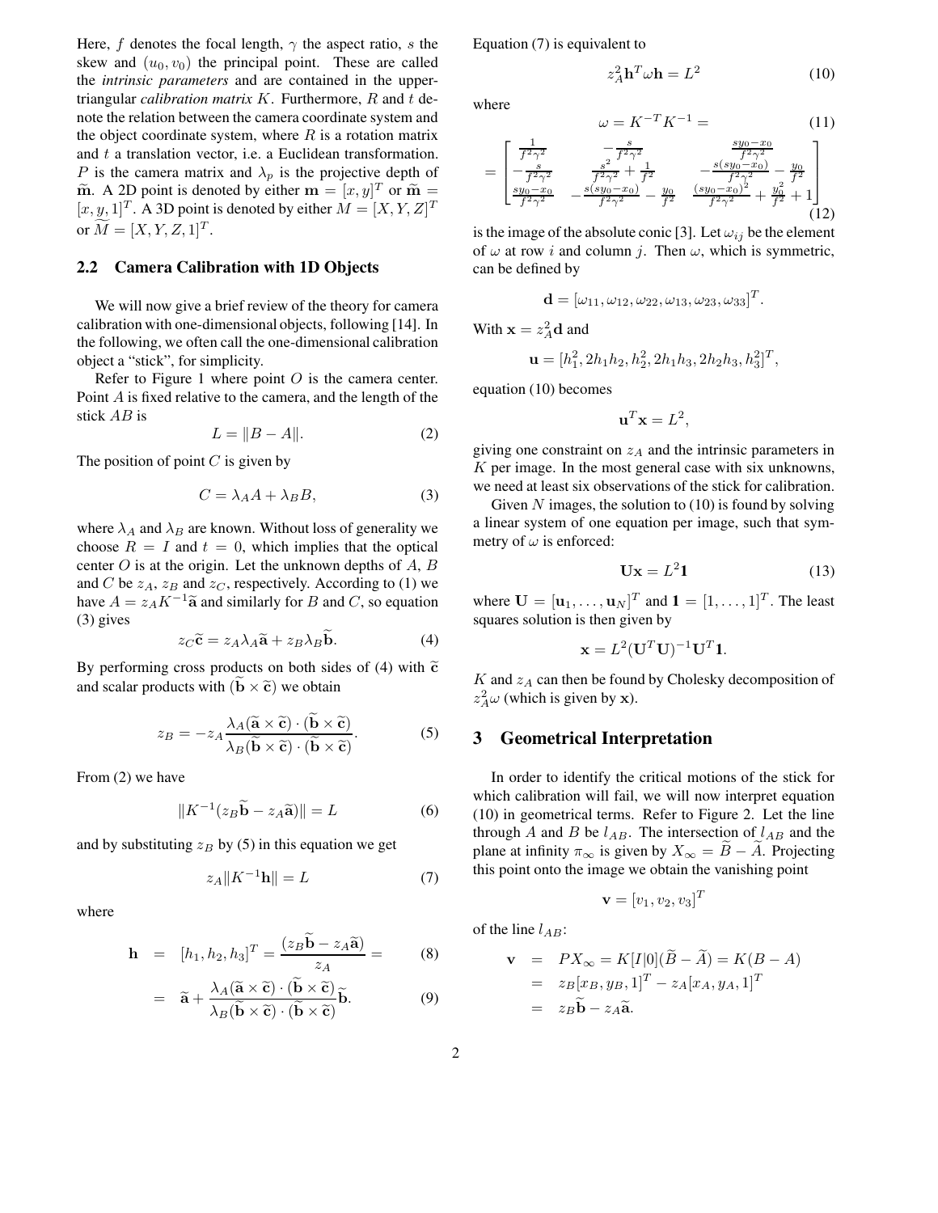Here, $f$ denotes the focal length, $\gamma$ the aspect ratio, $s$ the skew and $(u_0, v_0)$ the principal point. These are called the *intrinsic parameters* and are contained in the upper-triangular *calibration matrix* $K$. Furthermore, $R$ and $t$ denote the relation between the camera coordinate system and the object coordinate system, where $R$ is a rotation matrix and $t$ a translation vector, i.e. a Euclidean transformation. $P$ is the camera matrix and $\lambda_p$ is the projective depth of $\widetilde{\mathbf{m}}$. A 2D point is denoted by either $\mathbf{m} = [x, y]^T$ or $\widetilde{\mathbf{m}} = [x, y, 1]^T$. A 3D point is denoted by either $M = [X, Y, Z]^T$ or $\widetilde{M} = [X, Y, Z, 1]^T$.

## 2.2 Camera Calibration with 1D Objects

We will now give a brief review of the theory for camera calibration with one-dimensional objects, following [14]. In the following, we often call the one-dimensional calibration object a "stick", for simplicity.

Refer to Figure 1 where point $O$ is the camera center. Point $A$ is fixed relative to the camera, and the length of the stick $AB$ is

$$L = \|B - A\|. \tag{2}$$

The position of point $C$ is given by

$$C = \lambda_A A + \lambda_B B, \tag{3}$$

where $\lambda_A$ and $\lambda_B$ are known. Without loss of generality we choose $R = I$ and $t = 0$, which implies that the optical center $O$ is at the origin. Let the unknown depths of $A$, $B$ and $C$ be $z_A$, $z_B$ and $z_C$, respectively. According to (1) we have $A = z_A K^{-1}\widetilde{\mathbf{a}}$ and similarly for $B$ and $C$, so equation (3) gives

$$z_C \widetilde{\mathbf{c}} = z_A \lambda_A \widetilde{\mathbf{a}} + z_B \lambda_B \widetilde{\mathbf{b}}. \tag{4}$$

By performing cross products on both sides of (4) with $\widetilde{\mathbf{c}}$ and scalar products with $(\widetilde{\mathbf{b}} \times \widetilde{\mathbf{c}})$ we obtain

$$z_B = -z_A \frac{\lambda_A (\widetilde{\mathbf{a}} \times \widetilde{\mathbf{c}}) \cdot (\widetilde{\mathbf{b}} \times \widetilde{\mathbf{c}})}{\lambda_B (\widetilde{\mathbf{b}} \times \widetilde{\mathbf{c}}) \cdot (\widetilde{\mathbf{b}} \times \widetilde{\mathbf{c}})}. \tag{5}$$

From (2) we have

$$\|K^{-1}(z_B \widetilde{\mathbf{b}} - z_A \widetilde{\mathbf{a}})\| = L \tag{6}$$

and by substituting $z_B$ by (5) in this equation we get

$$z_A \|K^{-1}\mathbf{h}\| = L \tag{7}$$

where

$$\begin{aligned} \mathbf{h} &= [h_1, h_2, h_3]^T = \frac{(z_B \widetilde{\mathbf{b}} - z_A \widetilde{\mathbf{a}})}{z_A} = & (8) \\ &= \widetilde{\mathbf{a}} + \frac{\lambda_A (\widetilde{\mathbf{a}} \times \widetilde{\mathbf{c}}) \cdot (\widetilde{\mathbf{b}} \times \widetilde{\mathbf{c}})}{\lambda_B (\widetilde{\mathbf{b}} \times \widetilde{\mathbf{c}}) \cdot (\widetilde{\mathbf{b}} \times \widetilde{\mathbf{c}})} \widetilde{\mathbf{b}}. & (9) \end{aligned}$$

Equation (7) is equivalent to

$$z_A^2 \mathbf{h}^T \omega \mathbf{h} = L^2 \tag{10}$$

where

$$\omega = K^{-T} K^{-1} = \tag{11}$$

$$= \begin{bmatrix} \frac{1}{f^2\gamma^2} & -\frac{s}{f^2\gamma^2} & \frac{sy_0 - x_0}{f^2\gamma^2} \\ -\frac{s}{f^2\gamma^2} & \frac{s^2}{f^2\gamma^2} + \frac{1}{f^2} & -\frac{s(sy_0 - x_0)}{f^2\gamma^2} - \frac{y_0}{f^2} \\ \frac{sy_0 - x_0}{f^2\gamma^2} & -\frac{s(sy_0 - x_0)}{f^2\gamma^2} - \frac{y_0}{f^2} & \frac{(sy_0 - x_0)^2}{f^2\gamma^2} + \frac{y_0^2}{f^2} + 1 \end{bmatrix} \tag{12}$$

is the image of the absolute conic [3]. Let $\omega_{ij}$ be the element of $\omega$ at row $i$ and column $j$. Then $\omega$, which is symmetric, can be defined by

$$\mathbf{d} = [\omega_{11}, \omega_{12}, \omega_{22}, \omega_{13}, \omega_{23}, \omega_{33}]^T.$$

With $\mathbf{x} = z_A^2 \mathbf{d}$ and

$$\mathbf{u} = [h_1^2, 2h_1 h_2, h_2^2, 2h_1 h_3, 2h_2 h_3, h_3^2]^T,$$

equation (10) becomes

$$\mathbf{u}^T \mathbf{x} = L^2,$$

giving one constraint on $z_A$ and the intrinsic parameters in $K$ per image. In the most general case with six unknowns, we need at least six observations of the stick for calibration.

Given $N$ images, the solution to (10) is found by solving a linear system of one equation per image, such that symmetry of $\omega$ is enforced:

$$\mathbf{U}\mathbf{x} = L^2 \mathbf{1} \tag{13}$$

where $\mathbf{U} = [\mathbf{u}_1, \ldots, \mathbf{u}_N]^T$ and $\mathbf{1} = [1, \ldots, 1]^T$. The least squares solution is then given by

$$\mathbf{x} = L^2 (\mathbf{U}^T \mathbf{U})^{-1} \mathbf{U}^T \mathbf{1}.$$

$K$ and $z_A$ can then be found by Cholesky decomposition of $z_A^2 \omega$ (which is given by $\mathbf{x}$).

# 3 Geometrical Interpretation

In order to identify the critical motions of the stick for which calibration will fail, we will now interpret equation (10) in geometrical terms. Refer to Figure 2. Let the line through $A$ and $B$ be $l_{AB}$. The intersection of $l_{AB}$ and the plane at infinity $\pi_\infty$ is given by $X_\infty = \widetilde{B} - \widetilde{A}$. Projecting this point onto the image we obtain the vanishing point

$$\mathbf{v} = [v_1, v_2, v_3]^T$$

of the line $l_{AB}$:

$$\begin{aligned} \mathbf{v} &= P X_\infty = K[I|0](\widetilde{B} - \widetilde{A}) = K(B - A) \\ &= z_B [x_B, y_B, 1]^T - z_A [x_A, y_A, 1]^T \\ &= z_B \widetilde{\mathbf{b}} - z_A \widetilde{\mathbf{a}}. \end{aligned}$$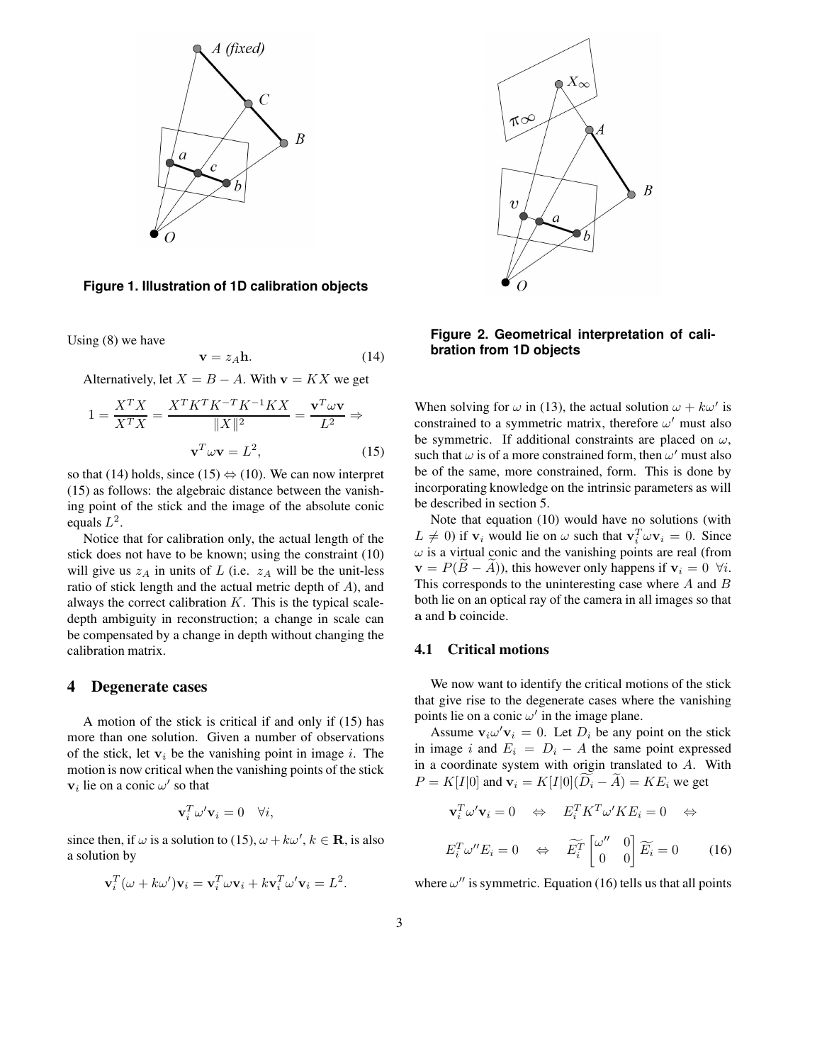Figure 1. Illustration of 1D calibration objects

Using (8) we have

$$\mathbf{v} = z_A \mathbf{h}. \tag{14}$$

Alternatively, let $X = B - A$. With $\mathbf{v} = KX$ we get

$$1 = \frac{X^T X}{X^T X} = \frac{X^T K^T K^{-T} K^{-1} K X}{\|X\|^2} = \frac{\mathbf{v}^T \omega \mathbf{v}}{L^2} \Rightarrow$$

$$\mathbf{v}^T \omega \mathbf{v} = L^2, \tag{15}$$

so that (14) holds, since (15) $\Leftrightarrow$ (10). We can now interpret (15) as follows: the algebraic distance between the vanishing point of the stick and the image of the absolute conic equals $L^2$.

Notice that for calibration only, the actual length of the stick does not have to be known; using the constraint (10) will give us $z_A$ in units of $L$ (i.e. $z_A$ will be the unit-less ratio of stick length and the actual metric depth of $A$), and always the correct calibration $K$. This is the typical scale-depth ambiguity in reconstruction; a change in scale can be compensated by a change in depth without changing the calibration matrix.

## 4 Degenerate cases

A motion of the stick is critical if and only if (15) has more than one solution. Given a number of observations of the stick, let $\mathbf{v}_i$ be the vanishing point in image $i$. The motion is now critical when the vanishing points of the stick $\mathbf{v}_i$ lie on a conic $\omega'$ so that

$$\mathbf{v}_i^T \omega' \mathbf{v}_i = 0 \quad \forall i,$$

since then, if $\omega$ is a solution to (15), $\omega + k\omega'$, $k \in \mathbf{R}$, is also a solution by

$$\mathbf{v}_i^T (\omega + k\omega')\mathbf{v}_i = \mathbf{v}_i^T \omega \mathbf{v}_i + k\mathbf{v}_i^T \omega' \mathbf{v}_i = L^2.$$

Figure 2. Geometrical interpretation of calibration from 1D objects

When solving for $\omega$ in (13), the actual solution $\omega + k\omega'$ is constrained to a symmetric matrix, therefore $\omega'$ must also be symmetric. If additional constraints are placed on $\omega$, such that $\omega$ is of a more constrained form, then $\omega'$ must also be of the same, more constrained, form. This is done by incorporating knowledge on the intrinsic parameters as will be described in section 5.

Note that equation (10) would have no solutions (with $L \neq 0$) if $\mathbf{v}_i$ would lie on $\omega$ such that $\mathbf{v}_i^T \omega \mathbf{v}_i = 0$. Since $\omega$ is a virtual conic and the vanishing points are real (from $\mathbf{v} = P(\widetilde{B} - \widetilde{A})$), this however only happens if $\mathbf{v}_i = 0 \;\; \forall i$. This corresponds to the uninteresting case where $A$ and $B$ both lie on an optical ray of the camera in all images so that $\mathbf{a}$ and $\mathbf{b}$ coincide.

### 4.1 Critical motions

We now want to identify the critical motions of the stick that give rise to the degenerate cases where the vanishing points lie on a conic $\omega'$ in the image plane.

Assume $\mathbf{v}_i \omega' \mathbf{v}_i = 0$. Let $D_i$ be any point on the stick in image $i$ and $E_i = D_i - A$ the same point expressed in a coordinate system with origin translated to $A$. With $P = K[I|0]$ and $\mathbf{v}_i = K[I|0](\widetilde{D}_i - \widetilde{A}) = KE_i$ we get

$$\mathbf{v}_i^T \omega' \mathbf{v}_i = 0 \quad \Leftrightarrow \quad E_i^T K^T \omega' K E_i = 0 \quad \Leftrightarrow$$

$$E_i^T \omega'' E_i = 0 \quad \Leftrightarrow \quad \widetilde{E_i}^T \begin{bmatrix} \omega'' & 0 \\ 0 & 0 \end{bmatrix} \widetilde{E_i} = 0 \tag{16}$$

where $\omega''$ is symmetric. Equation (16) tells us that all points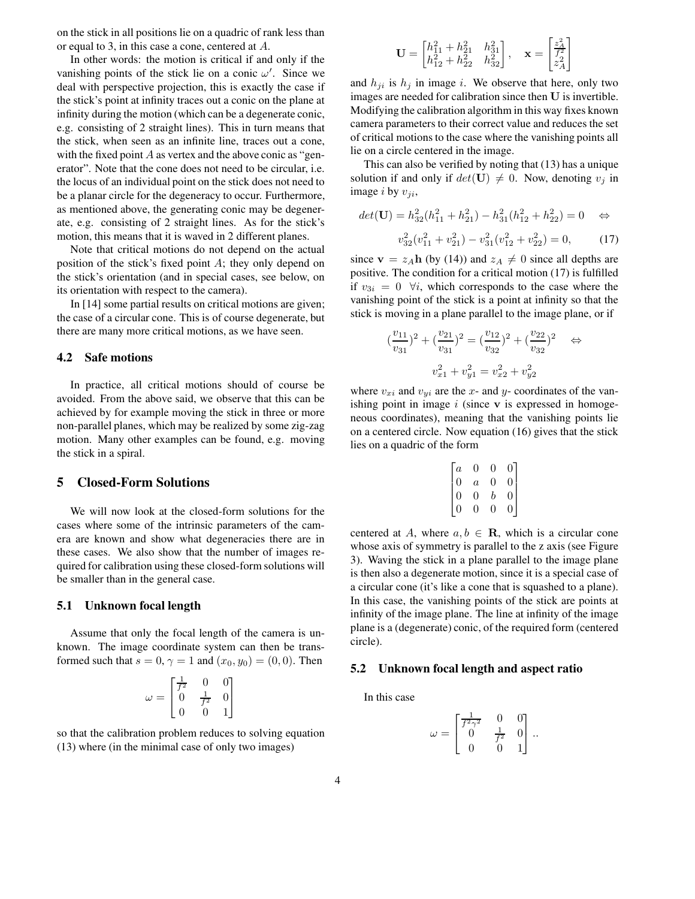on the stick in all positions lie on a quadric of rank less than or equal to 3, in this case a cone, centered at $A$.

In other words: the motion is critical if and only if the vanishing points of the stick lie on a conic $\omega'$. Since we deal with perspective projection, this is exactly the case if the stick's point at infinity traces out a conic on the plane at infinity during the motion (which can be a degenerate conic, e.g. consisting of 2 straight lines). This in turn means that the stick, when seen as an infinite line, traces out a cone, with the fixed point $A$ as vertex and the above conic as "generator". Note that the cone does not need to be circular, i.e. the locus of an individual point on the stick does not need to be a planar circle for the degeneracy to occur. Furthermore, as mentioned above, the generating conic may be degenerate, e.g. consisting of 2 straight lines. As for the stick's motion, this means that it is waved in 2 different planes.

Note that critical motions do not depend on the actual position of the stick's fixed point $A$; they only depend on the stick's orientation (and in special cases, see below, on its orientation with respect to the camera).

In [14] some partial results on critical motions are given; the case of a circular cone. This is of course degenerate, but there are many more critical motions, as we have seen.

### 4.2 Safe motions

In practice, all critical motions should of course be avoided. From the above said, we observe that this can be achieved by for example moving the stick in three or more non-parallel planes, which may be realized by some zig-zag motion. Many other examples can be found, e.g. moving the stick in a spiral.

## 5 Closed-Form Solutions

We will now look at the closed-form solutions for the cases where some of the intrinsic parameters of the camera are known and show what degeneracies there are in these cases. We also show that the number of images required for calibration using these closed-form solutions will be smaller than in the general case.

### 5.1 Unknown focal length

Assume that only the focal length of the camera is unknown. The image coordinate system can then be transformed such that $s = 0$, $\gamma = 1$ and $(x_0, y_0) = (0, 0)$. Then

$$\omega = \begin{bmatrix} \frac{1}{f^2} & 0 & 0 \\ 0 & \frac{1}{f^2} & 0 \\ 0 & 0 & 1 \end{bmatrix}$$

so that the calibration problem reduces to solving equation (13) where (in the minimal case of only two images)

$$\mathbf{U} = \begin{bmatrix} h_{11}^2 + h_{21}^2 & h_{31}^2 \\ h_{12}^2 + h_{22}^2 & h_{32}^2 \end{bmatrix}, \quad \mathbf{x} = \begin{bmatrix} \frac{z_A^2}{f^2} \\ z_A^2 \end{bmatrix}$$

and $h_{ji}$ is $h_j$ in image $i$. We observe that here, only two images are needed for calibration since then $\mathbf{U}$ is invertible. Modifying the calibration algorithm in this way fixes known camera parameters to their correct value and reduces the set of critical motions to the case where the vanishing points all lie on a circle centered in the image.

This can also be verified by noting that (13) has a unique solution if and only if $det(\mathbf{U}) \neq 0$. Now, denoting $v_j$ in image $i$ by $v_{ji}$,

$$det(\mathbf{U}) = h_{32}^2(h_{11}^2 + h_{21}^2) - h_{31}^2(h_{12}^2 + h_{22}^2) = 0 \quad \Leftrightarrow$$

$$v_{32}^2(v_{11}^2 + v_{21}^2) - v_{31}^2(v_{12}^2 + v_{22}^2) = 0, \qquad (17)$$

since $\mathbf{v} = z_A \mathbf{h}$ (by (14)) and $z_A \neq 0$ since all depths are positive. The condition for a critical motion (17) is fulfilled if $v_{3i} = 0 \ \ \forall i$, which corresponds to the case where the vanishing point of the stick is a point at infinity so that the stick is moving in a plane parallel to the image plane, or if

$$(\frac{v_{11}}{v_{31}})^2 + (\frac{v_{21}}{v_{31}})^2 = (\frac{v_{12}}{v_{32}})^2 + (\frac{v_{22}}{v_{32}})^2 \quad \Leftrightarrow$$

$$v_{x1}^2 + v_{y1}^2 = v_{x2}^2 + v_{y2}^2$$

where $v_{xi}$ and $v_{yi}$ are the $x$- and $y$- coordinates of the vanishing point in image $i$ (since $\mathbf{v}$ is expressed in homogeneous coordinates), meaning that the vanishing points lie on a centered circle. Now equation (16) gives that the stick lies on a quadric of the form

$$\begin{bmatrix} a & 0 & 0 & 0 \\ 0 & a & 0 & 0 \\ 0 & 0 & b & 0 \\ 0 & 0 & 0 & 0 \end{bmatrix}$$

centered at $A$, where $a, b \in \mathbf{R}$, which is a circular cone whose axis of symmetry is parallel to the z axis (see Figure 3). Waving the stick in a plane parallel to the image plane is then also a degenerate motion, since it is a special case of a circular cone (it's like a cone that is squashed to a plane). In this case, the vanishing points of the stick are points at infinity of the image plane. The line at infinity of the image plane is a (degenerate) conic, of the required form (centered circle).

### 5.2 Unknown focal length and aspect ratio

In this case

$$\omega = \begin{bmatrix} \frac{1}{f^2\gamma^2} & 0 & 0 \\ 0 & \frac{1}{f^2} & 0 \\ 0 & 0 & 1 \end{bmatrix} ..$$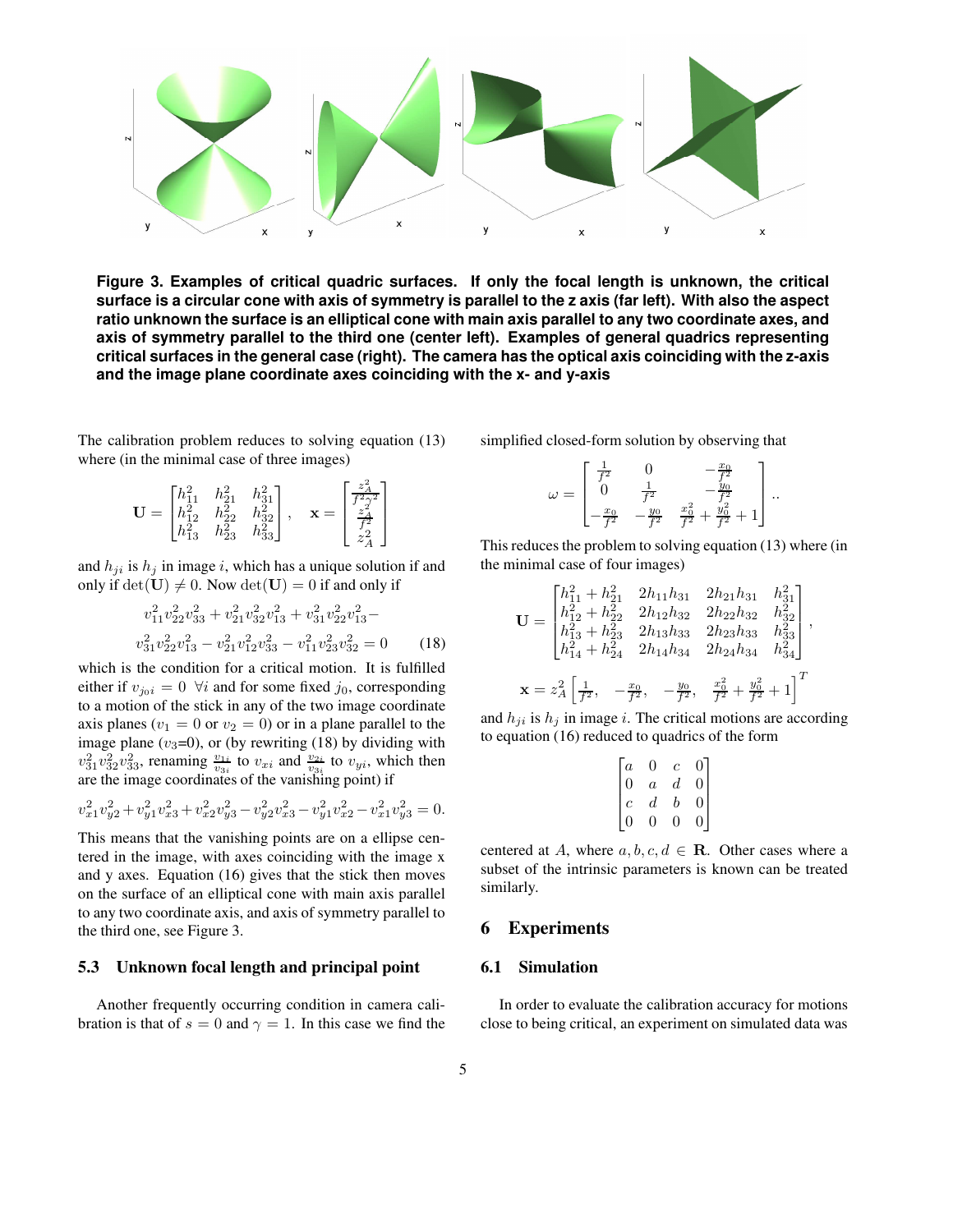Figure 3. Examples of critical quadric surfaces. If only the focal length is unknown, the critical surface is a circular cone with axis of symmetry is parallel to the z axis (far left). With also the aspect ratio unknown the surface is an elliptical cone with main axis parallel to any two coordinate axes, and axis of symmetry parallel to the third one (center left). Examples of general quadrics representing critical surfaces in the general case (right). The camera has the optical axis coinciding with the z-axis and the image plane coordinate axes coinciding with the x- and y-axis

The calibration problem reduces to solving equation (13) where (in the minimal case of three images)

$$\mathbf{U} = \begin{bmatrix} h_{11}^2 & h_{21}^2 & h_{31}^2 \\ h_{12}^2 & h_{22}^2 & h_{32}^2 \\ h_{13}^2 & h_{23}^2 & h_{33}^2 \end{bmatrix}, \quad \mathbf{x} = \begin{bmatrix} \frac{z_A^2}{f^2\gamma^2} \\ \frac{z_A^2}{f^2} \\ z_A^2 \end{bmatrix}$$

and $h_{ji}$ is $h_j$ in image $i$, which has a unique solution if and only if $\det(\mathbf{U}) \neq 0$. Now $\det(\mathbf{U}) = 0$ if and only if

$$v_{11}^2 v_{22}^2 v_{33}^2 + v_{21}^2 v_{32}^2 v_{13}^2 + v_{31}^2 v_{22}^2 v_{13}^2 - \\ v_{31}^2 v_{22}^2 v_{13}^2 - v_{21}^2 v_{12}^2 v_{33}^2 - v_{11}^2 v_{23}^2 v_{32}^2 = 0 \qquad (18)$$

which is the condition for a critical motion. It is fulfilled either if $v_{j_0 i} = 0 \ \forall i$ and for some fixed $j_0$, corresponding to a motion of the stick in any of the two image coordinate axis planes ($v_1 = 0$ or $v_2 = 0$) or in a plane parallel to the image plane ($v_3$=0), or (by rewriting (18) by dividing with $v_{31}^2 v_{32}^2 v_{33}^2$, renaming $\frac{v_{1i}}{v_{3i}}$ to $v_{xi}$ and $\frac{v_{2i}}{v_{3i}}$ to $v_{yi}$, which then are the image coordinates of the vanishing point) if

$$v_{x1}^2 v_{y2}^2 + v_{y1}^2 v_{x3}^2 + v_{x2}^2 v_{y3}^2 - v_{y2}^2 v_{x3}^2 - v_{y1}^2 v_{x2}^2 - v_{x1}^2 v_{y3}^2 = 0.$$

This means that the vanishing points are on a ellipse centered in the image, with axes coinciding with the image x and y axes. Equation (16) gives that the stick then moves on the surface of an elliptical cone with main axis parallel to any two coordinate axis, and axis of symmetry parallel to the third one, see Figure 3.

### 5.3 Unknown focal length and principal point

Another frequently occurring condition in camera calibration is that of $s = 0$ and $\gamma = 1$. In this case we find the simplified closed-form solution by observing that

$$\omega = \begin{bmatrix} \frac{1}{f^2} & 0 & -\frac{x_0}{f^2} \\ 0 & \frac{1}{f^2} & -\frac{y_0}{f^2} \\ -\frac{x_0}{f^2} & -\frac{y_0}{f^2} & \frac{x_0^2}{f^2} + \frac{y_0^2}{f^2} + 1 \end{bmatrix}..$$

This reduces the problem to solving equation (13) where (in the minimal case of four images)

$$\mathbf{U} = \begin{bmatrix} h_{11}^2 + h_{21}^2 & 2h_{11}h_{31} & 2h_{21}h_{31} & h_{31}^2 \\ h_{12}^2 + h_{22}^2 & 2h_{12}h_{32} & 2h_{22}h_{32} & h_{32}^2 \\ h_{13}^2 + h_{23}^2 & 2h_{13}h_{33} & 2h_{23}h_{33} & h_{33}^2 \\ h_{14}^2 + h_{24}^2 & 2h_{14}h_{34} & 2h_{24}h_{34} & h_{34}^2 \end{bmatrix},$$

$$\mathbf{x} = z_A^2 \left[ \frac{1}{f^2}, \quad -\frac{x_0}{f^2}, \quad -\frac{y_0}{f^2}, \quad \frac{x_0^2}{f^2} + \frac{y_0^2}{f^2} + 1 \right]^T$$

and $h_{ji}$ is $h_j$ in image $i$. The critical motions are according to equation (16) reduced to quadrics of the form

$$\begin{bmatrix} a & 0 & c & 0 \\ 0 & a & d & 0 \\ c & d & b & 0 \\ 0 & 0 & 0 & 0 \end{bmatrix}$$

centered at $A$, where $a, b, c, d \in \mathbf{R}$. Other cases where a subset of the intrinsic parameters is known can be treated similarly.

## 6 Experiments

### 6.1 Simulation

In order to evaluate the calibration accuracy for motions close to being critical, an experiment on simulated data was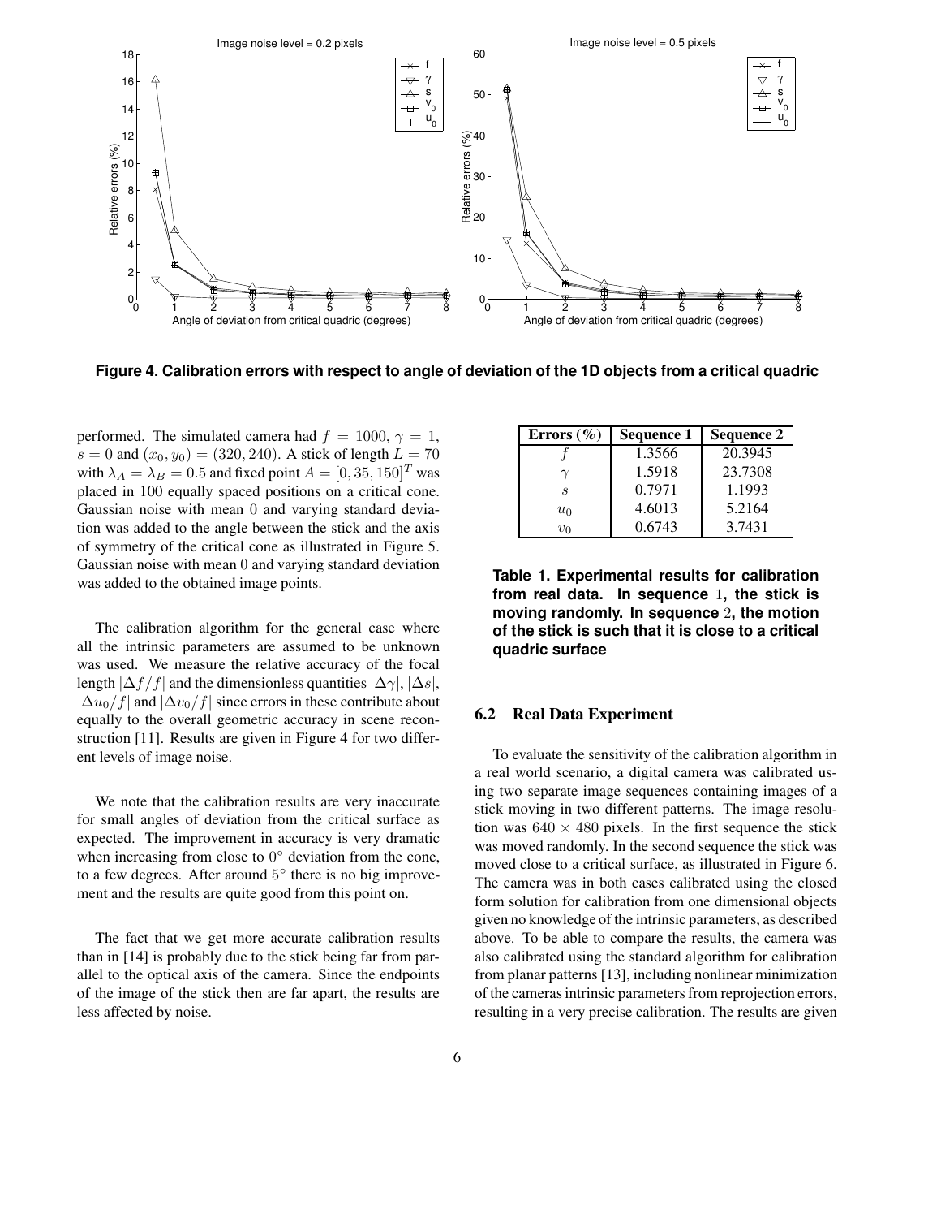**Figure 4. Calibration errors with respect to angle of deviation of the 1D objects from a critical quadric**

performed. The simulated camera had $f = 1000$, $\gamma = 1$, $s = 0$ and $(x_0, y_0) = (320, 240)$. A stick of length $L = 70$ with $\lambda_A = \lambda_B = 0.5$ and fixed point $A = [0, 35, 150]^T$ was placed in 100 equally spaced positions on a critical cone. Gaussian noise with mean 0 and varying standard deviation was added to the angle between the stick and the axis of symmetry of the critical cone as illustrated in Figure 5. Gaussian noise with mean 0 and varying standard deviation was added to the obtained image points.

The calibration algorithm for the general case where all the intrinsic parameters are assumed to be unknown was used. We measure the relative accuracy of the focal length $|\Delta f/f|$ and the dimensionless quantities $|\Delta\gamma|$, $|\Delta s|$, $|\Delta u_0/f|$ and $|\Delta v_0/f|$ since errors in these contribute about equally to the overall geometric accuracy in scene reconstruction [11]. Results are given in Figure 4 for two different levels of image noise.

We note that the calibration results are very inaccurate for small angles of deviation from the critical surface as expected. The improvement in accuracy is very dramatic when increasing from close to $0^\circ$ deviation from the cone, to a few degrees. After around $5^\circ$ there is no big improvement and the results are quite good from this point on.

The fact that we get more accurate calibration results than in [14] is probably due to the stick being far from parallel to the optical axis of the camera. Since the endpoints of the image of the stick then are far apart, the results are less affected by noise.

| **Errors (%)** | **Sequence 1** | **Sequence 2** |
|---|---|---|
| $f$ | 1.3566 | 20.3945 |
| $\gamma$ | 1.5918 | 23.7308 |
| $s$ | 0.7971 | 1.1993 |
| $u_0$ | 4.6013 | 5.2164 |
| $v_0$ | 0.6743 | 3.7431 |

**Table 1. Experimental results for calibration from real data. In sequence 1, the stick is moving randomly. In sequence 2, the motion of the stick is such that it is close to a critical quadric surface**

### 6.2 Real Data Experiment

To evaluate the sensitivity of the calibration algorithm in a real world scenario, a digital camera was calibrated using two separate image sequences containing images of a stick moving in two different patterns. The image resolution was $640 \times 480$ pixels. In the first sequence the stick was moved randomly. In the second sequence the stick was moved close to a critical surface, as illustrated in Figure 6. The camera was in both cases calibrated using the closed form solution for calibration from one dimensional objects given no knowledge of the intrinsic parameters, as described above. To be able to compare the results, the camera was also calibrated using the standard algorithm for calibration from planar patterns [13], including nonlinear minimization of the cameras intrinsic parameters from reprojection errors, resulting in a very precise calibration. The results are given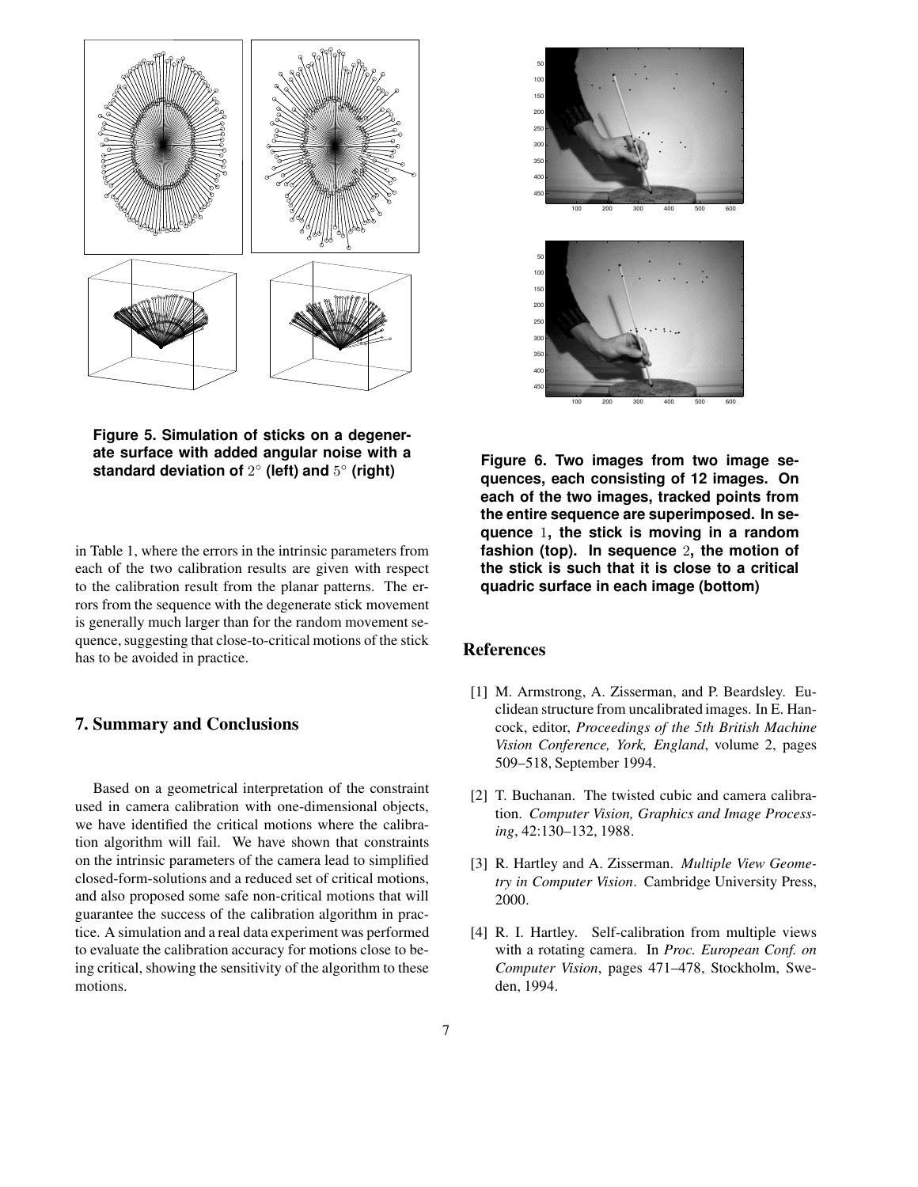**Figure 5. Simulation of sticks on a degenerate surface with added angular noise with a standard deviation of $2^\circ$ (left) and $5^\circ$ (right)**

in Table 1, where the errors in the intrinsic parameters from each of the two calibration results are given with respect to the calibration result from the planar patterns. The errors from the sequence with the degenerate stick movement is generally much larger than for the random movement sequence, suggesting that close-to-critical motions of the stick has to be avoided in practice.

## 7. Summary and Conclusions

Based on a geometrical interpretation of the constraint used in camera calibration with one-dimensional objects, we have identified the critical motions where the calibration algorithm will fail. We have shown that constraints on the intrinsic parameters of the camera lead to simplified closed-form-solutions and a reduced set of critical motions, and also proposed some safe non-critical motions that will guarantee the success of the calibration algorithm in practice. A simulation and a real data experiment was performed to evaluate the calibration accuracy for motions close to being critical, showing the sensitivity of the algorithm to these motions.

**Figure 6. Two images from two image sequences, each consisting of 12 images. On each of the two images, tracked points from the entire sequence are superimposed. In sequence $1$, the stick is moving in a random fashion (top). In sequence $2$, the motion of the stick is such that it is close to a critical quadric surface in each image (bottom)**

## References

[1] M. Armstrong, A. Zisserman, and P. Beardsley. Euclidean structure from uncalibrated images. In E. Hancock, editor, *Proceedings of the 5th British Machine Vision Conference, York, England*, volume 2, pages 509–518, September 1994.

[2] T. Buchanan. The twisted cubic and camera calibration. *Computer Vision, Graphics and Image Processing*, 42:130–132, 1988.

[3] R. Hartley and A. Zisserman. *Multiple View Geometry in Computer Vision*. Cambridge University Press, 2000.

[4] R. I. Hartley. Self-calibration from multiple views with a rotating camera. In *Proc. European Conf. on Computer Vision*, pages 471–478, Stockholm, Sweden, 1994.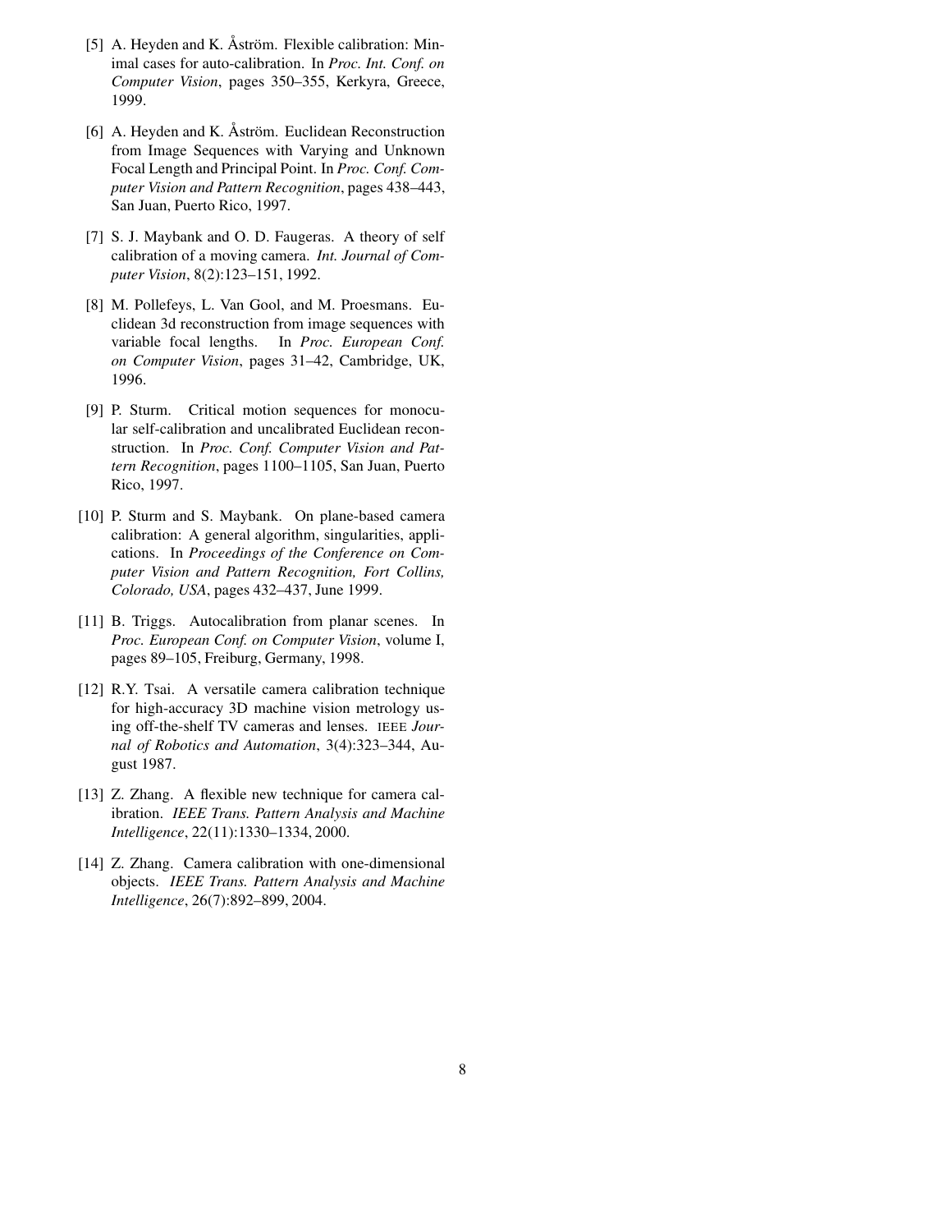[5] A. Heyden and K. Åström. Flexible calibration: Minimal cases for auto-calibration. In *Proc. Int. Conf. on Computer Vision*, pages 350–355, Kerkyra, Greece, 1999.

[6] A. Heyden and K. Åström. Euclidean Reconstruction from Image Sequences with Varying and Unknown Focal Length and Principal Point. In *Proc. Conf. Computer Vision and Pattern Recognition*, pages 438–443, San Juan, Puerto Rico, 1997.

[7] S. J. Maybank and O. D. Faugeras. A theory of self calibration of a moving camera. *Int. Journal of Computer Vision*, 8(2):123–151, 1992.

[8] M. Pollefeys, L. Van Gool, and M. Proesmans. Euclidean 3d reconstruction from image sequences with variable focal lengths. In *Proc. European Conf. on Computer Vision*, pages 31–42, Cambridge, UK, 1996.

[9] P. Sturm. Critical motion sequences for monocular self-calibration and uncalibrated Euclidean reconstruction. In *Proc. Conf. Computer Vision and Pattern Recognition*, pages 1100–1105, San Juan, Puerto Rico, 1997.

[10] P. Sturm and S. Maybank. On plane-based camera calibration: A general algorithm, singularities, applications. In *Proceedings of the Conference on Computer Vision and Pattern Recognition, Fort Collins, Colorado, USA*, pages 432–437, June 1999.

[11] B. Triggs. Autocalibration from planar scenes. In *Proc. European Conf. on Computer Vision*, volume I, pages 89–105, Freiburg, Germany, 1998.

[12] R.Y. Tsai. A versatile camera calibration technique for high-accuracy 3D machine vision metrology using off-the-shelf TV cameras and lenses. IEEE *Journal of Robotics and Automation*, 3(4):323–344, August 1987.

[13] Z. Zhang. A flexible new technique for camera calibration. *IEEE Trans. Pattern Analysis and Machine Intelligence*, 22(11):1330–1334, 2000.

[14] Z. Zhang. Camera calibration with one-dimensional objects. *IEEE Trans. Pattern Analysis and Machine Intelligence*, 26(7):892–899, 2004.